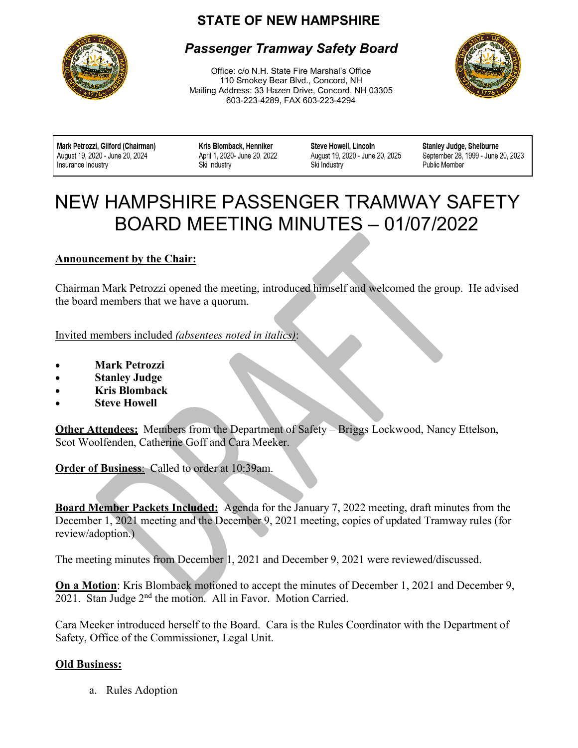# STATE OF NEW HAMPSHIRE

## *Passenger Tramway Safety Board*

Office: c/o N.H. State Fire Marshal's Office
110 Smokey Bear Blvd., Concord, NH
Mailing Address: 33 Hazen Drive, Concord, NH 03305
603-223-4289, FAX 603-223-4294

| Mark Petrozzi, Gilford (Chairman) | Kris Blomback, Henniker | Steve Howell, Lincoln | Stanley Judge, Shelburne |
|---|---|---|---|
| August 19, 2020 - June 20, 2024 | April 1, 2020- June 20, 2022 | August 19, 2020 - June 20, 2025 | September 28, 1999 - June 20, 2023 |
| Insurance Industry | Ski Industry | Ski Industry | Public Member |

# NEW HAMPSHIRE PASSENGER TRAMWAY SAFETY BOARD MEETING MINUTES – 01/07/2022

**Announcement by the Chair:**

Chairman Mark Petrozzi opened the meeting, introduced himself and welcomed the group. He advised the board members that we have a quorum.

Invited members included *(absentees noted in italics)*:

- **Mark Petrozzi**
- **Stanley Judge**
- **Kris Blomback**
- **Steve Howell**

**Other Attendees:** Members from the Department of Safety – Briggs Lockwood, Nancy Ettelson, Scot Woolfenden, Catherine Goff and Cara Meeker.

**Order of Business**: Called to order at 10:39am.

**Board Member Packets Included:** Agenda for the January 7, 2022 meeting, draft minutes from the December 1, 2021 meeting and the December 9, 2021 meeting, copies of updated Tramway rules (for review/adoption.)

The meeting minutes from December 1, 2021 and December 9, 2021 were reviewed/discussed.

**On a Motion**: Kris Blomback motioned to accept the minutes of December 1, 2021 and December 9, 2021. Stan Judge 2nd the motion. All in Favor. Motion Carried.

Cara Meeker introduced herself to the Board. Cara is the Rules Coordinator with the Department of Safety, Office of the Commissioner, Legal Unit.

**Old Business:**

a. Rules Adoption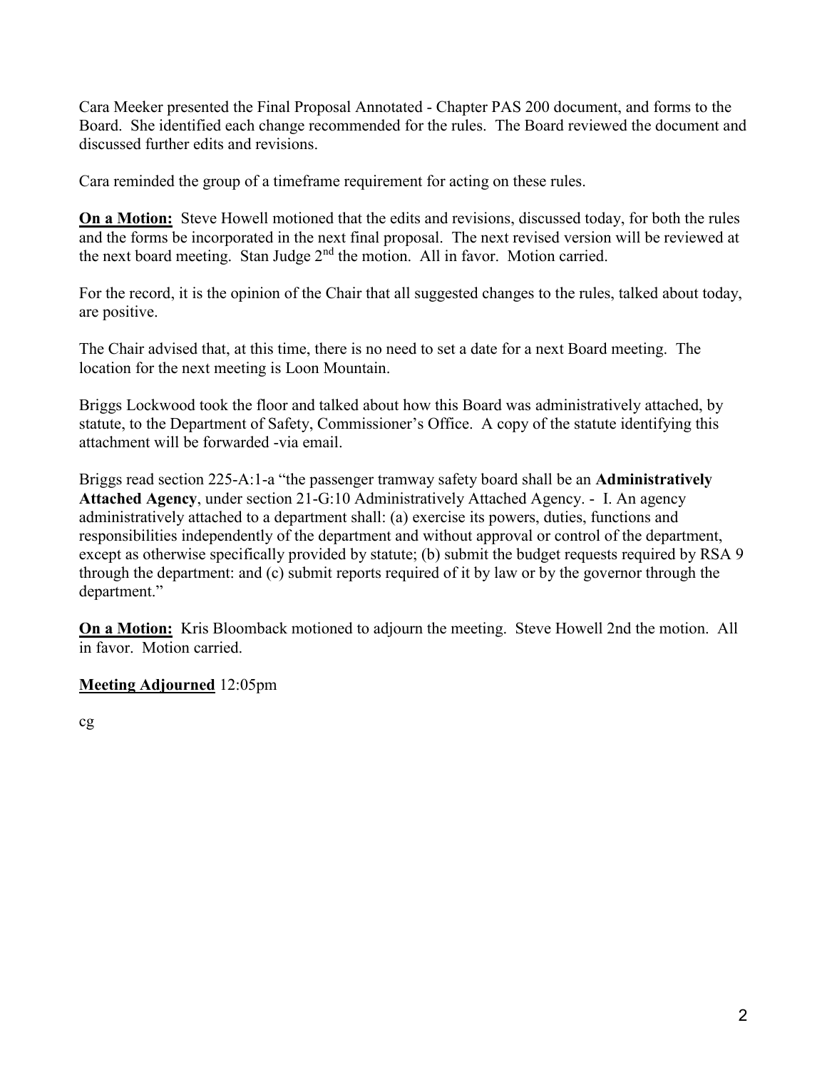Cara Meeker presented the Final Proposal Annotated - Chapter PAS 200 document, and forms to the Board. She identified each change recommended for the rules. The Board reviewed the document and discussed further edits and revisions.

Cara reminded the group of a timeframe requirement for acting on these rules.

**On a Motion:** Steve Howell motioned that the edits and revisions, discussed today, for both the rules and the forms be incorporated in the next final proposal. The next revised version will be reviewed at the next board meeting. Stan Judge 2nd the motion. All in favor. Motion carried.

For the record, it is the opinion of the Chair that all suggested changes to the rules, talked about today, are positive.

The Chair advised that, at this time, there is no need to set a date for a next Board meeting. The location for the next meeting is Loon Mountain.

Briggs Lockwood took the floor and talked about how this Board was administratively attached, by statute, to the Department of Safety, Commissioner's Office. A copy of the statute identifying this attachment will be forwarded -via email.

Briggs read section 225-A:1-a "the passenger tramway safety board shall be an **Administratively Attached Agency**, under section 21-G:10 Administratively Attached Agency. - I. An agency administratively attached to a department shall: (a) exercise its powers, duties, functions and responsibilities independently of the department and without approval or control of the department, except as otherwise specifically provided by statute; (b) submit the budget requests required by RSA 9 through the department: and (c) submit reports required of it by law or by the governor through the department."

**On a Motion:** Kris Bloomback motioned to adjourn the meeting. Steve Howell 2nd the motion. All in favor. Motion carried.

**Meeting Adjourned** 12:05pm

cg